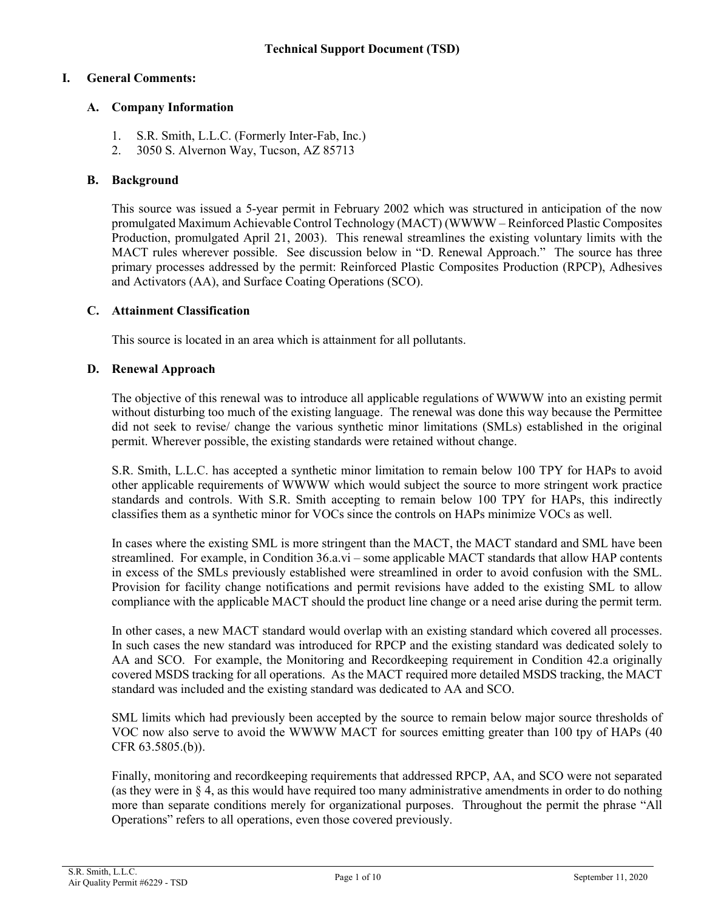# Technical Support Document (TSD)

## I. General Comments:

### A. Company Information

1. S.R. Smith, L.L.C. (Formerly Inter-Fab, Inc.)
2. 3050 S. Alvernon Way, Tucson, AZ 85713

### B. Background

This source was issued a 5-year permit in February 2002 which was structured in anticipation of the now promulgated Maximum Achievable Control Technology (MACT) (WWWW – Reinforced Plastic Composites Production, promulgated April 21, 2003). This renewal streamlines the existing voluntary limits with the MACT rules wherever possible. See discussion below in "D. Renewal Approach." The source has three primary processes addressed by the permit: Reinforced Plastic Composites Production (RPCP), Adhesives and Activators (AA), and Surface Coating Operations (SCO).

### C. Attainment Classification

This source is located in an area which is attainment for all pollutants.

### D. Renewal Approach

The objective of this renewal was to introduce all applicable regulations of WWWW into an existing permit without disturbing too much of the existing language. The renewal was done this way because the Permittee did not seek to revise/ change the various synthetic minor limitations (SMLs) established in the original permit. Wherever possible, the existing standards were retained without change.

S.R. Smith, L.L.C. has accepted a synthetic minor limitation to remain below 100 TPY for HAPs to avoid other applicable requirements of WWWW which would subject the source to more stringent work practice standards and controls. With S.R. Smith accepting to remain below 100 TPY for HAPs, this indirectly classifies them as a synthetic minor for VOCs since the controls on HAPs minimize VOCs as well.

In cases where the existing SML is more stringent than the MACT, the MACT standard and SML have been streamlined. For example, in Condition 36.a.vi – some applicable MACT standards that allow HAP contents in excess of the SMLs previously established were streamlined in order to avoid confusion with the SML. Provision for facility change notifications and permit revisions have added to the existing SML to allow compliance with the applicable MACT should the product line change or a need arise during the permit term.

In other cases, a new MACT standard would overlap with an existing standard which covered all processes. In such cases the new standard was introduced for RPCP and the existing standard was dedicated solely to AA and SCO. For example, the Monitoring and Recordkeeping requirement in Condition 42.a originally covered MSDS tracking for all operations. As the MACT required more detailed MSDS tracking, the MACT standard was included and the existing standard was dedicated to AA and SCO.

SML limits which had previously been accepted by the source to remain below major source thresholds of VOC now also serve to avoid the WWWW MACT for sources emitting greater than 100 tpy of HAPs (40 CFR 63.5805.(b)).

Finally, monitoring and recordkeeping requirements that addressed RPCP, AA, and SCO were not separated (as they were in § 4, as this would have required too many administrative amendments in order to do nothing more than separate conditions merely for organizational purposes. Throughout the permit the phrase "All Operations" refers to all operations, even those covered previously.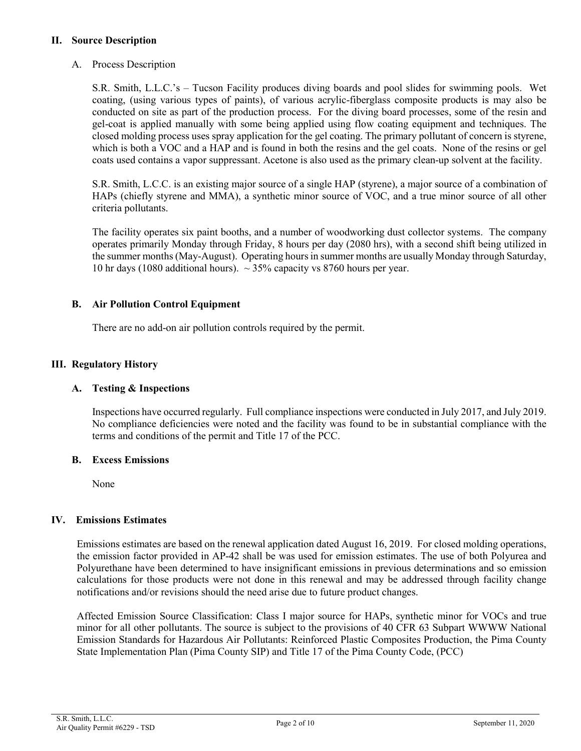## II. Source Description

### A. Process Description

S.R. Smith, L.L.C.'s – Tucson Facility produces diving boards and pool slides for swimming pools. Wet coating, (using various types of paints), of various acrylic-fiberglass composite products is may also be conducted on site as part of the production process. For the diving board processes, some of the resin and gel-coat is applied manually with some being applied using flow coating equipment and techniques. The closed molding process uses spray application for the gel coating. The primary pollutant of concern is styrene, which is both a VOC and a HAP and is found in both the resins and the gel coats. None of the resins or gel coats used contains a vapor suppressant. Acetone is also used as the primary clean-up solvent at the facility.

S.R. Smith, L.C.C. is an existing major source of a single HAP (styrene), a major source of a combination of HAPs (chiefly styrene and MMA), a synthetic minor source of VOC, and a true minor source of all other criteria pollutants.

The facility operates six paint booths, and a number of woodworking dust collector systems. The company operates primarily Monday through Friday, 8 hours per day (2080 hrs), with a second shift being utilized in the summer months (May-August). Operating hours in summer months are usually Monday through Saturday, 10 hr days (1080 additional hours). ~ 35% capacity vs 8760 hours per year.

### B. Air Pollution Control Equipment

There are no add-on air pollution controls required by the permit.

## III. Regulatory History

### A. Testing & Inspections

Inspections have occurred regularly. Full compliance inspections were conducted in July 2017, and July 2019. No compliance deficiencies were noted and the facility was found to be in substantial compliance with the terms and conditions of the permit and Title 17 of the PCC.

### B. Excess Emissions

None

## IV. Emissions Estimates

Emissions estimates are based on the renewal application dated August 16, 2019. For closed molding operations, the emission factor provided in AP-42 shall be was used for emission estimates. The use of both Polyurea and Polyurethane have been determined to have insignificant emissions in previous determinations and so emission calculations for those products were not done in this renewal and may be addressed through facility change notifications and/or revisions should the need arise due to future product changes.

Affected Emission Source Classification: Class I major source for HAPs, synthetic minor for VOCs and true minor for all other pollutants. The source is subject to the provisions of 40 CFR 63 Subpart WWWW National Emission Standards for Hazardous Air Pollutants: Reinforced Plastic Composites Production, the Pima County State Implementation Plan (Pima County SIP) and Title 17 of the Pima County Code, (PCC)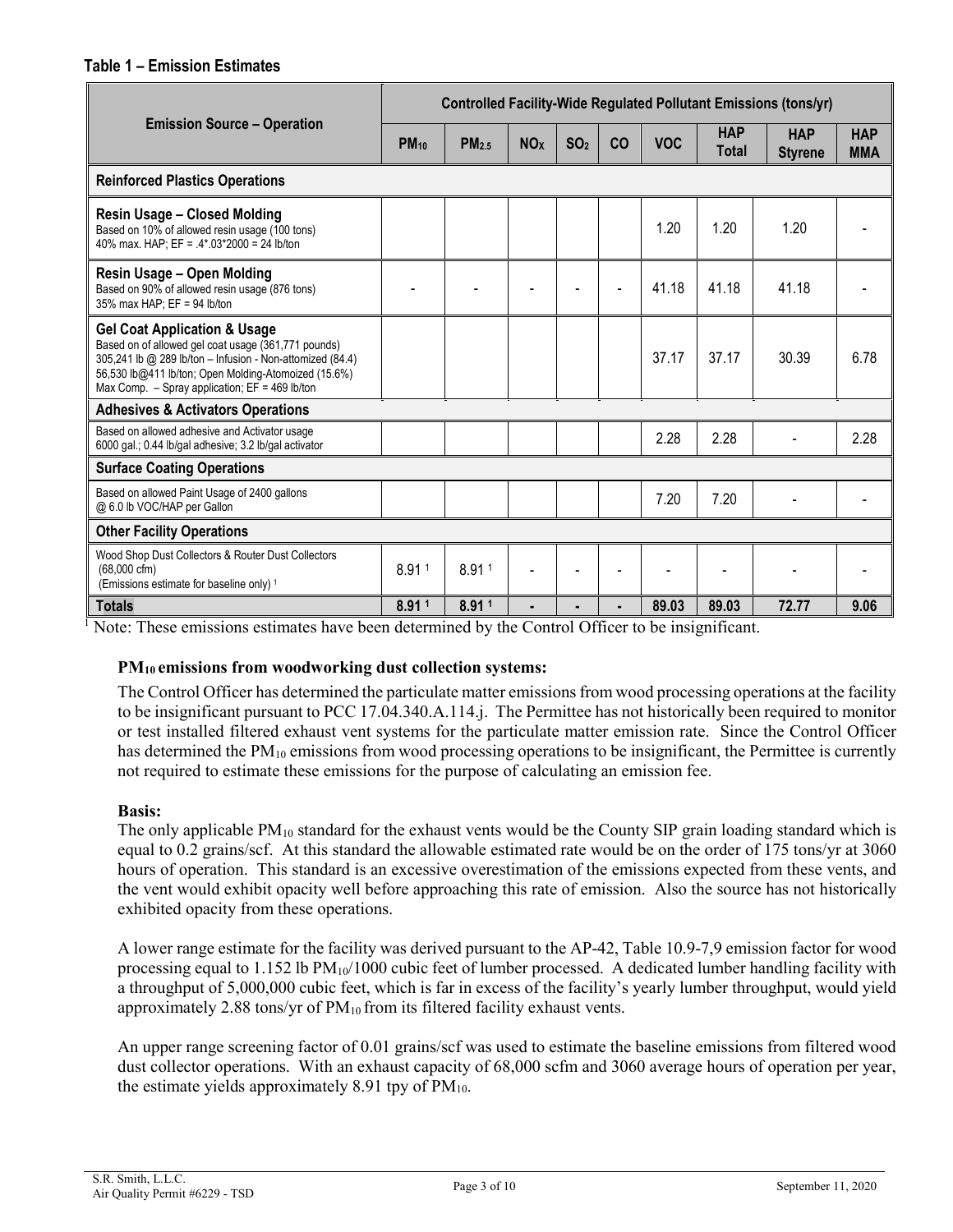**Table 1 – Emission Estimates**

| Emission Source – Operation | Controlled Facility-Wide Regulated Pollutant Emissions (tons/yr) | | | | | | | | |
|---|---|---|---|---|---|---|---|---|---|
| | $PM_{10}$ | $PM_{2.5}$ | $NO_X$ | $SO_2$ | CO | VOC | HAP Total | HAP Styrene | HAP MMA |
| **Reinforced Plastics Operations** | | | | | | | | | |
| **Resin Usage – Closed Molding** Based on 10% of allowed resin usage (100 tons) 40% max. HAP; EF = .4*.03*2000 = 24 lb/ton | | | | | | 1.20 | 1.20 | 1.20 | - |
| **Resin Usage – Open Molding** Based on 90% of allowed resin usage (876 tons) 35% max HAP; EF = 94 lb/ton | - | - | - | - | - | 41.18 | 41.18 | 41.18 | - |
| **Gel Coat Application & Usage** Based on of allowed gel coat usage (361,771 pounds) 305,241 lb @ 289 lb/ton – Infusion - Non-attomized (84.4) 56,530 lb@411 lb/ton; Open Molding-Atomoized (15.6%) Max Comp. – Spray application; EF = 469 lb/ton | | | | | | 37.17 | 37.17 | 30.39 | 6.78 |
| **Adhesives & Activators Operations** | | | | | | | | | |
| Based on allowed adhesive and Activator usage 6000 gal.; 0.44 lb/gal adhesive; 3.2 lb/gal activator | | | | | | 2.28 | 2.28 | - | 2.28 |
| **Surface Coating Operations** | | | | | | | | | |
| Based on allowed Paint Usage of 2400 gallons @ 6.0 lb VOC/HAP per Gallon | | | | | | 7.20 | 7.20 | - | - |
| **Other Facility Operations** | | | | | | | | | |
| Wood Shop Dust Collectors & Router Dust Collectors (68,000 cfm) (Emissions estimate for baseline only) [1] | 8.91 [1] | 8.91 [1] | - | - | - | - | - | - | - |
| **Totals** | **8.91 [1]** | **8.91 [1]** | **-** | **-** | **-** | **89.03** | **89.03** | **72.77** | **9.06** |

[1] Note: These emissions estimates have been determined by the Control Officer to be insignificant.

**$PM_{10}$ emissions from woodworking dust collection systems:**

The Control Officer has determined the particulate matter emissions from wood processing operations at the facility to be insignificant pursuant to PCC 17.04.340.A.114.j. The Permittee has not historically been required to monitor or test installed filtered exhaust vent systems for the particulate matter emission rate. Since the Control Officer has determined the $PM_{10}$ emissions from wood processing operations to be insignificant, the Permittee is currently not required to estimate these emissions for the purpose of calculating an emission fee.

**Basis:**

The only applicable $PM_{10}$ standard for the exhaust vents would be the County SIP grain loading standard which is equal to 0.2 grains/scf. At this standard the allowable estimated rate would be on the order of 175 tons/yr at 3060 hours of operation. This standard is an excessive overestimation of the emissions expected from these vents, and the vent would exhibit opacity well before approaching this rate of emission. Also the source has not historically exhibited opacity from these operations.

A lower range estimate for the facility was derived pursuant to the AP-42, Table 10.9-7,9 emission factor for wood processing equal to 1.152 lb $PM_{10}$/1000 cubic feet of lumber processed. A dedicated lumber handling facility with a throughput of 5,000,000 cubic feet, which is far in excess of the facility's yearly lumber throughput, would yield approximately 2.88 tons/yr of $PM_{10}$ from its filtered facility exhaust vents.

An upper range screening factor of 0.01 grains/scf was used to estimate the baseline emissions from filtered wood dust collector operations. With an exhaust capacity of 68,000 scfm and 3060 average hours of operation per year, the estimate yields approximately 8.91 tpy of $PM_{10}$.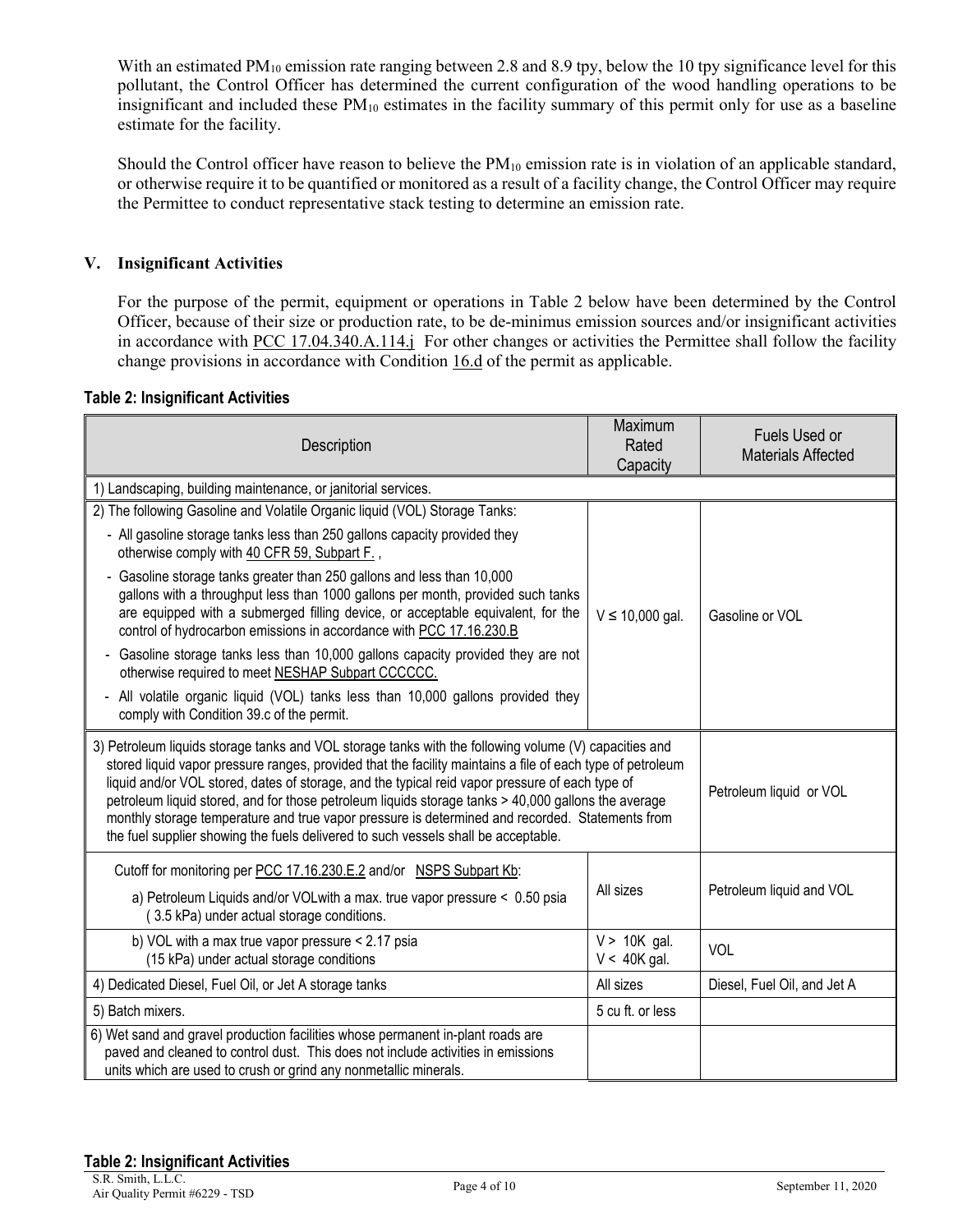With an estimated $PM_{10}$ emission rate ranging between 2.8 and 8.9 tpy, below the 10 tpy significance level for this pollutant, the Control Officer has determined the current configuration of the wood handling operations to be insignificant and included these $PM_{10}$ estimates in the facility summary of this permit only for use as a baseline estimate for the facility.

Should the Control officer have reason to believe the $PM_{10}$ emission rate is in violation of an applicable standard, or otherwise require it to be quantified or monitored as a result of a facility change, the Control Officer may require the Permittee to conduct representative stack testing to determine an emission rate.

## V. Insignificant Activities

For the purpose of the permit, equipment or operations in Table 2 below have been determined by the Control Officer, because of their size or production rate, to be de-minimus emission sources and/or insignificant activities in accordance with PCC 17.04.340.A.114.j For other changes or activities the Permittee shall follow the facility change provisions in accordance with Condition 16.d of the permit as applicable.

**Table 2: Insignificant Activities**

| Description | Maximum Rated Capacity | Fuels Used or Materials Affected |
|---|---|---|
| 1) Landscaping, building maintenance, or janitorial services. | | |
| 2) The following Gasoline and Volatile Organic liquid (VOL) Storage Tanks:<br>- All gasoline storage tanks less than 250 gallons capacity provided they otherwise comply with 40 CFR 59, Subpart F. ,<br>- Gasoline storage tanks greater than 250 gallons and less than 10,000 gallons with a throughput less than 1000 gallons per month, provided such tanks are equipped with a submerged filling device, or acceptable equivalent, for the control of hydrocarbon emissions in accordance with PCC 17.16.230.B<br>- Gasoline storage tanks less than 10,000 gallons capacity provided they are not otherwise required to meet NESHAP Subpart CCCCCC.<br>- All volatile organic liquid (VOL) tanks less than 10,000 gallons provided they comply with Condition 39.c of the permit. | V ≤ 10,000 gal. | Gasoline or VOL |
| 3) Petroleum liquids storage tanks and VOL storage tanks with the following volume (V) capacities and stored liquid vapor pressure ranges, provided that the facility maintains a file of each type of petroleum liquid and/or VOL stored, dates of storage, and the typical reid vapor pressure of each type of petroleum liquid stored, and for those petroleum liquids storage tanks > 40,000 gallons the average monthly storage temperature and true vapor pressure is determined and recorded. Statements from the fuel supplier showing the fuels delivered to such vessels shall be acceptable. | | Petroleum liquid or VOL |
| Cutoff for monitoring per PCC 17.16.230.E.2 and/or NSPS Subpart Kb:<br>a) Petroleum Liquids and/or VOLwith a max. true vapor pressure < 0.50 psia (3.5 kPa) under actual storage conditions. | All sizes | Petroleum liquid and VOL |
| b) VOL with a max true vapor pressure < 2.17 psia (15 kPa) under actual storage conditions | V > 10K gal.<br>V < 40K gal. | VOL |
| 4) Dedicated Diesel, Fuel Oil, or Jet A storage tanks | All sizes | Diesel, Fuel Oil, and Jet A |
| 5) Batch mixers. | 5 cu ft. or less | |
| 6) Wet sand and gravel production facilities whose permanent in-plant roads are paved and cleaned to control dust. This does not include activities in emissions units which are used to crush or grind any nonmetallic minerals. | | |

**Table 2: Insignificant Activities**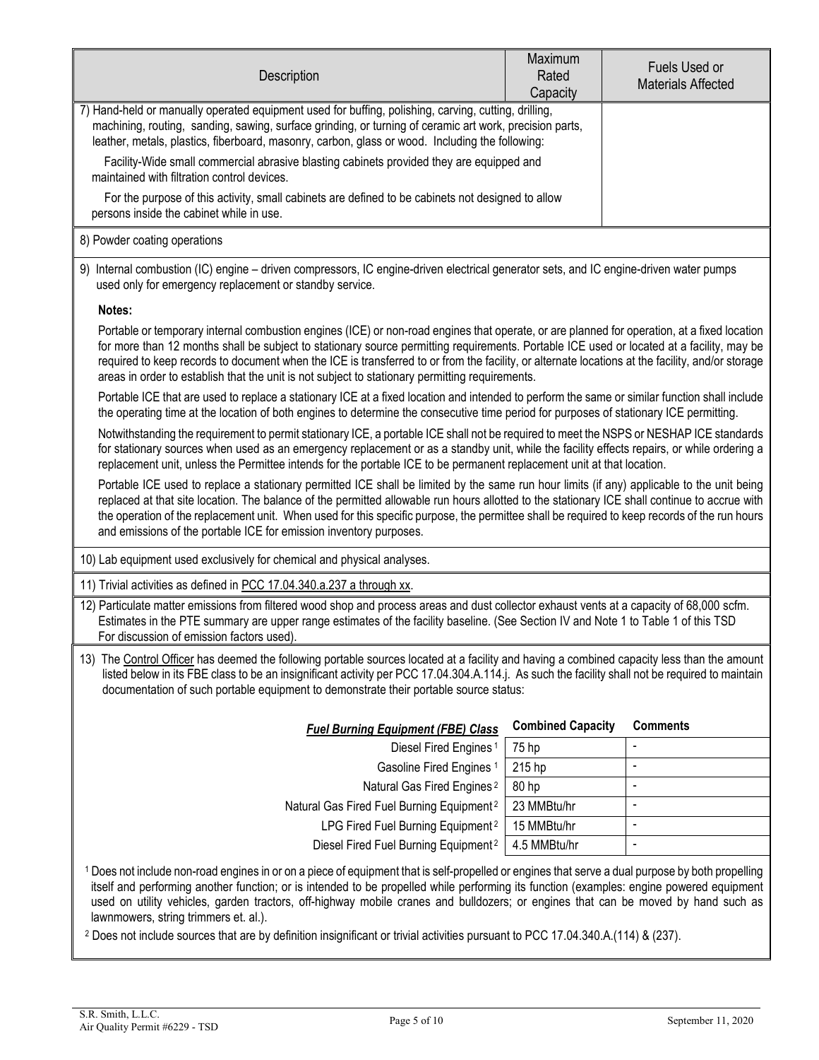| Description | Maximum Rated Capacity | Fuels Used or Materials Affected |
|---|---|---|
| 7) Hand-held or manually operated equipment used for buffing, polishing, carving, cutting, drilling, machining, routing, sanding, sawing, surface grinding, or turning of ceramic art work, precision parts, leather, metals, plastics, fiberboard, masonry, carbon, glass or wood. Including the following:<br><br>Facility-Wide small commercial abrasive blasting cabinets provided they are equipped and maintained with filtration control devices.<br><br>For the purpose of this activity, small cabinets are defined to be cabinets not designed to allow persons inside the cabinet while in use. | | |

8) Powder coating operations

9) Internal combustion (IC) engine – driven compressors, IC engine-driven electrical generator sets, and IC engine-driven water pumps used only for emergency replacement or standby service.

**Notes:**

Portable or temporary internal combustion engines (ICE) or non-road engines that operate, or are planned for operation, at a fixed location for more than 12 months shall be subject to stationary source permitting requirements. Portable ICE used or located at a facility, may be required to keep records to document when the ICE is transferred to or from the facility, or alternate locations at the facility, and/or storage areas in order to establish that the unit is not subject to stationary permitting requirements.

Portable ICE that are used to replace a stationary ICE at a fixed location and intended to perform the same or similar function shall include the operating time at the location of both engines to determine the consecutive time period for purposes of stationary ICE permitting.

Notwithstanding the requirement to permit stationary ICE, a portable ICE shall not be required to meet the NSPS or NESHAP ICE standards for stationary sources when used as an emergency replacement or as a standby unit, while the facility effects repairs, or while ordering a replacement unit, unless the Permittee intends for the portable ICE to be permanent replacement unit at that location.

Portable ICE used to replace a stationary permitted ICE shall be limited by the same run hour limits (if any) applicable to the unit being replaced at that site location. The balance of the permitted allowable run hours allotted to the stationary ICE shall continue to accrue with the operation of the replacement unit. When used for this specific purpose, the permittee shall be required to keep records of the run hours and emissions of the portable ICE for emission inventory purposes.

10) Lab equipment used exclusively for chemical and physical analyses.

11) Trivial activities as defined in PCC 17.04.340.a.237 a through xx.

12) Particulate matter emissions from filtered wood shop and process areas and dust collector exhaust vents at a capacity of 68,000 scfm. Estimates in the PTE summary are upper range estimates of the facility baseline. (See Section IV and Note 1 to Table 1 of this TSD For discussion of emission factors used).

13) The Control Officer has deemed the following portable sources located at a facility and having a combined capacity less than the amount listed below in its FBE class to be an insignificant activity per PCC 17.04.304.A.114.j. As such the facility shall not be required to maintain documentation of such portable equipment to demonstrate their portable source status:

| ***Fuel Burning Equipment (FBE) Class*** | **Combined Capacity** | **Comments** |
|---|---|---|
| Diesel Fired Engines [1] | 75 hp | - |
| Gasoline Fired Engines [1] | 215 hp | - |
| Natural Gas Fired Engines [2] | 80 hp | - |
| Natural Gas Fired Fuel Burning Equipment [2] | 23 MMBtu/hr | - |
| LPG Fired Fuel Burning Equipment [2] | 15 MMBtu/hr | - |
| Diesel Fired Fuel Burning Equipment [2] | 4.5 MMBtu/hr | - |

[1] Does not include non-road engines in or on a piece of equipment that is self-propelled or engines that serve a dual purpose by both propelling itself and performing another function; or is intended to be propelled while performing its function (examples: engine powered equipment used on utility vehicles, garden tractors, off-highway mobile cranes and bulldozers; or engines that can be moved by hand such as lawnmowers, string trimmers et. al.).

[2] Does not include sources that are by definition insignificant or trivial activities pursuant to PCC 17.04.340.A.(114) & (237).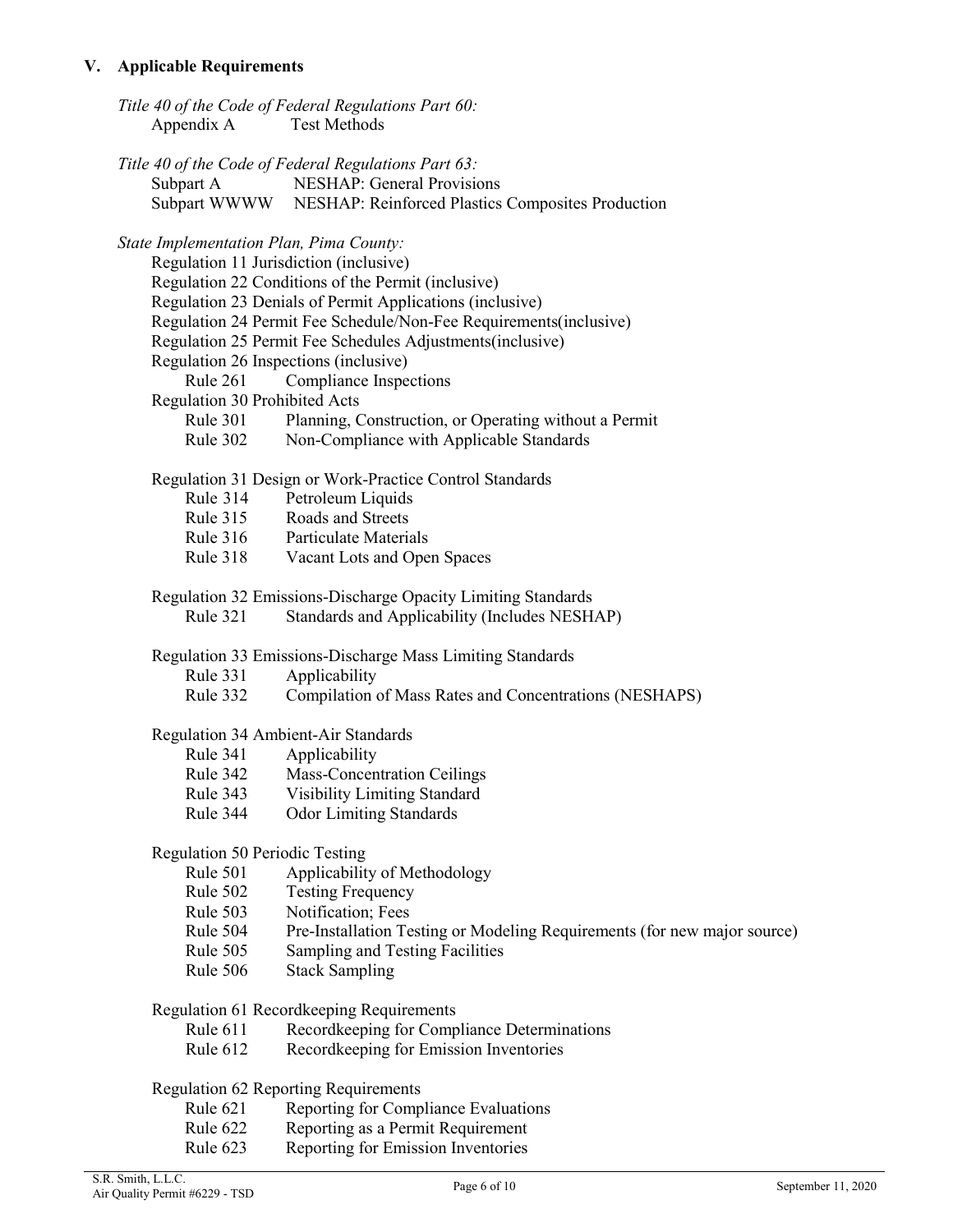## V. Applicable Requirements

*Title 40 of the Code of Federal Regulations Part 60:*

Appendix A Test Methods

*Title 40 of the Code of Federal Regulations Part 63:*

Subpart A NESHAP: General Provisions
Subpart WWWW NESHAP: Reinforced Plastics Composites Production

*State Implementation Plan, Pima County:*

Regulation 11 Jurisdiction (inclusive)
Regulation 22 Conditions of the Permit (inclusive)
Regulation 23 Denials of Permit Applications (inclusive)
Regulation 24 Permit Fee Schedule/Non-Fee Requirements(inclusive)
Regulation 25 Permit Fee Schedules Adjustments(inclusive)
Regulation 26 Inspections (inclusive)
- Rule 261 Compliance Inspections

Regulation 30 Prohibited Acts
- Rule 301 Planning, Construction, or Operating without a Permit
- Rule 302 Non-Compliance with Applicable Standards

Regulation 31 Design or Work-Practice Control Standards
- Rule 314 Petroleum Liquids
- Rule 315 Roads and Streets
- Rule 316 Particulate Materials
- Rule 318 Vacant Lots and Open Spaces

Regulation 32 Emissions-Discharge Opacity Limiting Standards
- Rule 321 Standards and Applicability (Includes NESHAP)

Regulation 33 Emissions-Discharge Mass Limiting Standards
- Rule 331 Applicability
- Rule 332 Compilation of Mass Rates and Concentrations (NESHAPS)

Regulation 34 Ambient-Air Standards
- Rule 341 Applicability
- Rule 342 Mass-Concentration Ceilings
- Rule 343 Visibility Limiting Standard
- Rule 344 Odor Limiting Standards

Regulation 50 Periodic Testing
- Rule 501 Applicability of Methodology
- Rule 502 Testing Frequency
- Rule 503 Notification; Fees
- Rule 504 Pre-Installation Testing or Modeling Requirements (for new major source)
- Rule 505 Sampling and Testing Facilities
- Rule 506 Stack Sampling

Regulation 61 Recordkeeping Requirements
- Rule 611 Recordkeeping for Compliance Determinations
- Rule 612 Recordkeeping for Emission Inventories

Regulation 62 Reporting Requirements
- Rule 621 Reporting for Compliance Evaluations
- Rule 622 Reporting as a Permit Requirement
- Rule 623 Reporting for Emission Inventories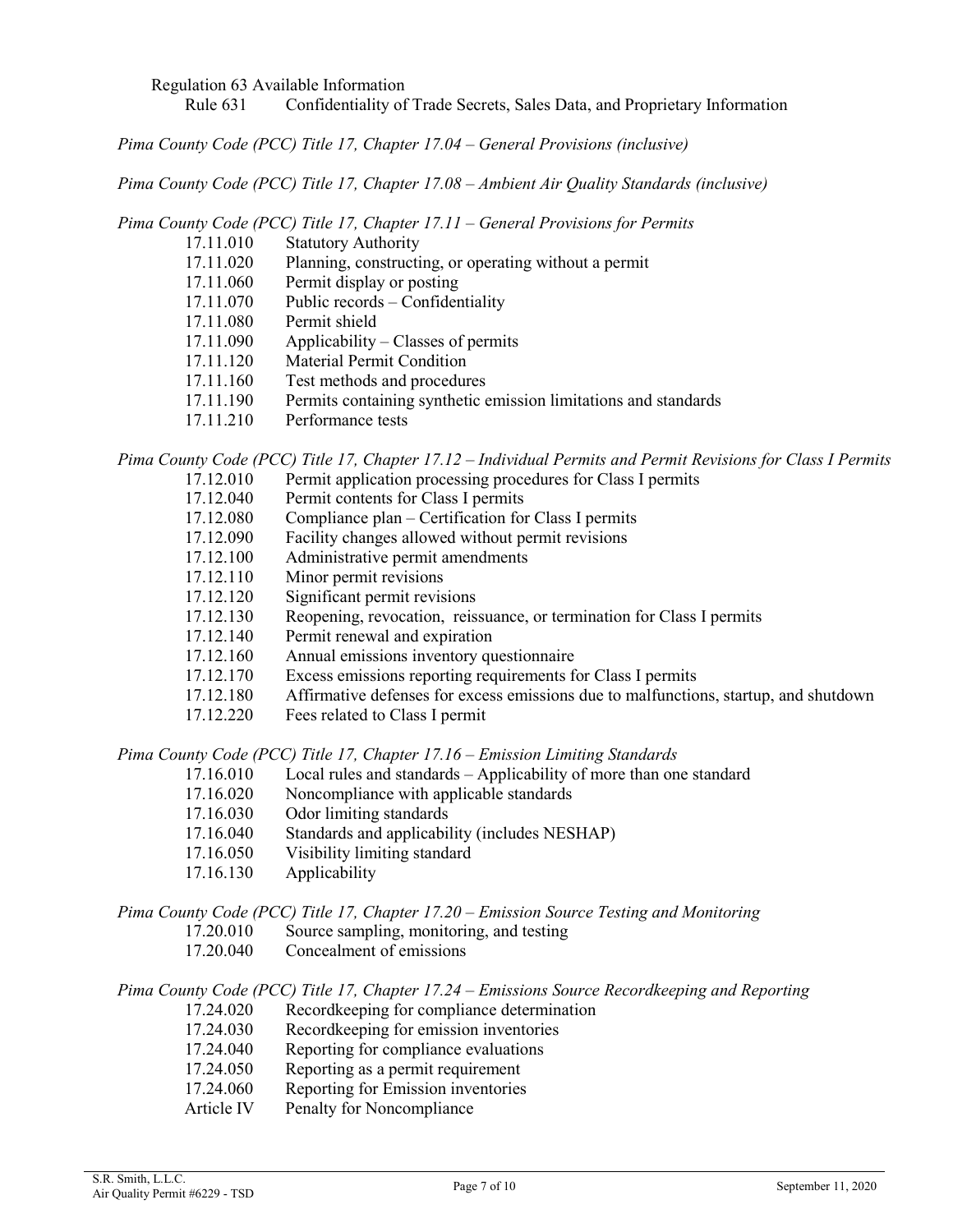Regulation 63 Available Information

Rule 631 Confidentiality of Trade Secrets, Sales Data, and Proprietary Information

*Pima County Code (PCC) Title 17, Chapter 17.04 – General Provisions (inclusive)*

*Pima County Code (PCC) Title 17, Chapter 17.08 – Ambient Air Quality Standards (inclusive)*

*Pima County Code (PCC) Title 17, Chapter 17.11 – General Provisions for Permits*

- 17.11.010 Statutory Authority
- 17.11.020 Planning, constructing, or operating without a permit
- 17.11.060 Permit display or posting
- 17.11.070 Public records – Confidentiality
- 17.11.080 Permit shield
- 17.11.090 Applicability – Classes of permits
- 17.11.120 Material Permit Condition
- 17.11.160 Test methods and procedures
- 17.11.190 Permits containing synthetic emission limitations and standards
- 17.11.210 Performance tests

*Pima County Code (PCC) Title 17, Chapter 17.12 – Individual Permits and Permit Revisions for Class I Permits*

- 17.12.010 Permit application processing procedures for Class I permits
- 17.12.040 Permit contents for Class I permits
- 17.12.080 Compliance plan – Certification for Class I permits
- 17.12.090 Facility changes allowed without permit revisions
- 17.12.100 Administrative permit amendments
- 17.12.110 Minor permit revisions
- 17.12.120 Significant permit revisions
- 17.12.130 Reopening, revocation, reissuance, or termination for Class I permits
- 17.12.140 Permit renewal and expiration
- 17.12.160 Annual emissions inventory questionnaire
- 17.12.170 Excess emissions reporting requirements for Class I permits
- 17.12.180 Affirmative defenses for excess emissions due to malfunctions, startup, and shutdown
- 17.12.220 Fees related to Class I permit

*Pima County Code (PCC) Title 17, Chapter 17.16 – Emission Limiting Standards*

- 17.16.010 Local rules and standards – Applicability of more than one standard
- 17.16.020 Noncompliance with applicable standards
- 17.16.030 Odor limiting standards
- 17.16.040 Standards and applicability (includes NESHAP)
- 17.16.050 Visibility limiting standard
- 17.16.130 Applicability

*Pima County Code (PCC) Title 17, Chapter 17.20 – Emission Source Testing and Monitoring*

- 17.20.010 Source sampling, monitoring, and testing
- 17.20.040 Concealment of emissions

*Pima County Code (PCC) Title 17, Chapter 17.24 – Emissions Source Recordkeeping and Reporting*

- 17.24.020 Recordkeeping for compliance determination
- 17.24.030 Recordkeeping for emission inventories
- 17.24.040 Reporting for compliance evaluations
- 17.24.050 Reporting as a permit requirement
- 17.24.060 Reporting for Emission inventories
- Article IV Penalty for Noncompliance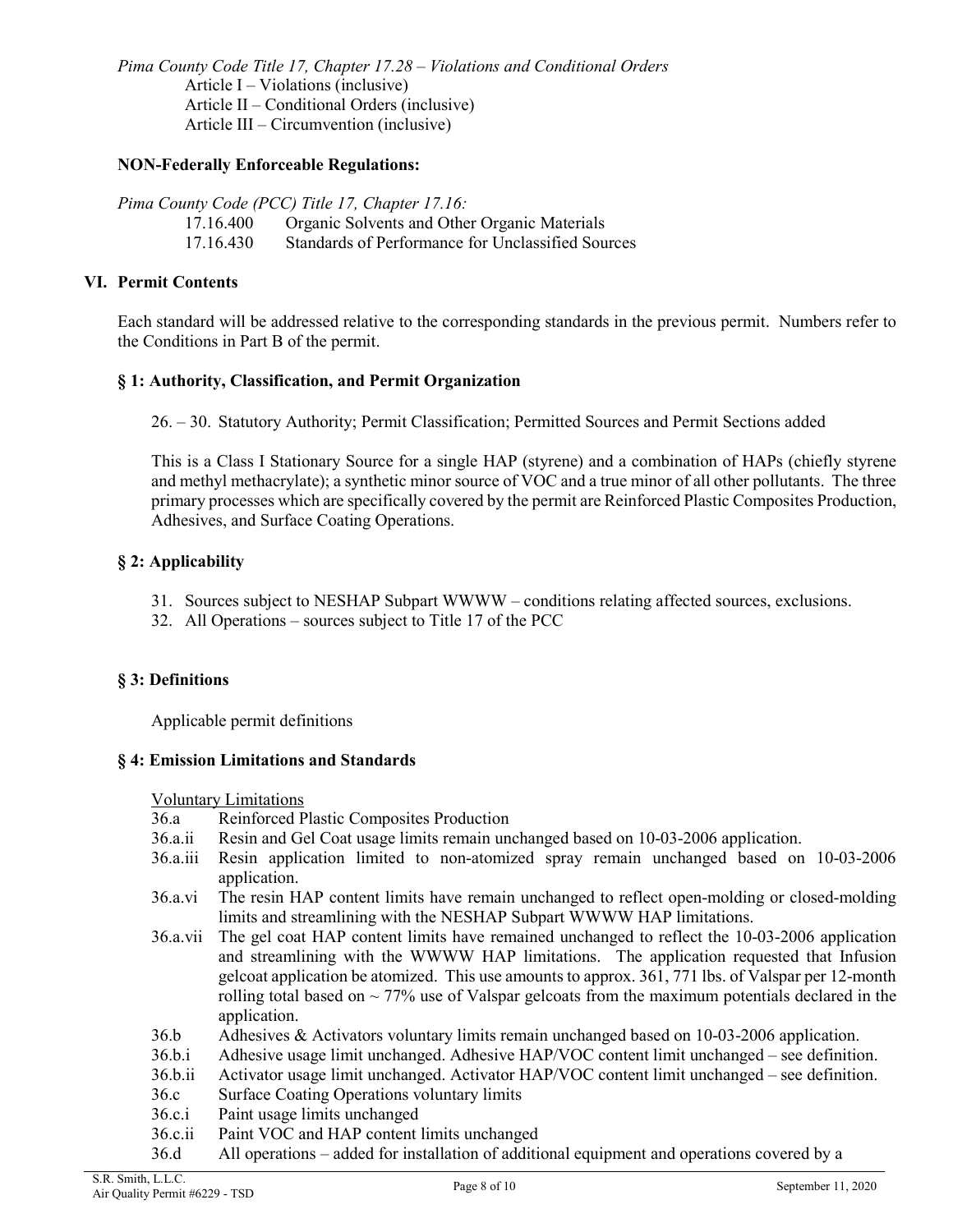*Pima County Code Title 17, Chapter 17.28 – Violations and Conditional Orders*

Article I – Violations (inclusive)
Article II – Conditional Orders (inclusive)
Article III – Circumvention (inclusive)

**NON-Federally Enforceable Regulations:**

*Pima County Code (PCC) Title 17, Chapter 17.16:*

17.16.400 Organic Solvents and Other Organic Materials
17.16.430 Standards of Performance for Unclassified Sources

## VI. Permit Contents

Each standard will be addressed relative to the corresponding standards in the previous permit. Numbers refer to the Conditions in Part B of the permit.

### § 1: Authority, Classification, and Permit Organization

26. – 30. Statutory Authority; Permit Classification; Permitted Sources and Permit Sections added

This is a Class I Stationary Source for a single HAP (styrene) and a combination of HAPs (chiefly styrene and methyl methacrylate); a synthetic minor source of VOC and a true minor of all other pollutants. The three primary processes which are specifically covered by the permit are Reinforced Plastic Composites Production, Adhesives, and Surface Coating Operations.

### § 2: Applicability

31. Sources subject to NESHAP Subpart WWWW – conditions relating affected sources, exclusions.
32. All Operations – sources subject to Title 17 of the PCC

### § 3: Definitions

Applicable permit definitions

### § 4: Emission Limitations and Standards

Voluntary Limitations

36.a Reinforced Plastic Composites Production

36.a.ii Resin and Gel Coat usage limits remain unchanged based on 10-03-2006 application.

36.a.iii Resin application limited to non-atomized spray remain unchanged based on 10-03-2006 application.

36.a.vi The resin HAP content limits have remain unchanged to reflect open-molding or closed-molding limits and streamlining with the NESHAP Subpart WWWW HAP limitations.

36.a.vii The gel coat HAP content limits have remained unchanged to reflect the 10-03-2006 application and streamlining with the WWWW HAP limitations. The application requested that Infusion gelcoat application be atomized. This use amounts to approx. 361, 771 lbs. of Valspar per 12-month rolling total based on ~ 77% use of Valspar gelcoats from the maximum potentials declared in the application.

36.b Adhesives & Activators voluntary limits remain unchanged based on 10-03-2006 application.

36.b.i Adhesive usage limit unchanged. Adhesive HAP/VOC content limit unchanged – see definition.

36.b.ii Activator usage limit unchanged. Activator HAP/VOC content limit unchanged – see definition.

36.c Surface Coating Operations voluntary limits

36.c.i Paint usage limits unchanged

36.c.ii Paint VOC and HAP content limits unchanged

36.d All operations – added for installation of additional equipment and operations covered by a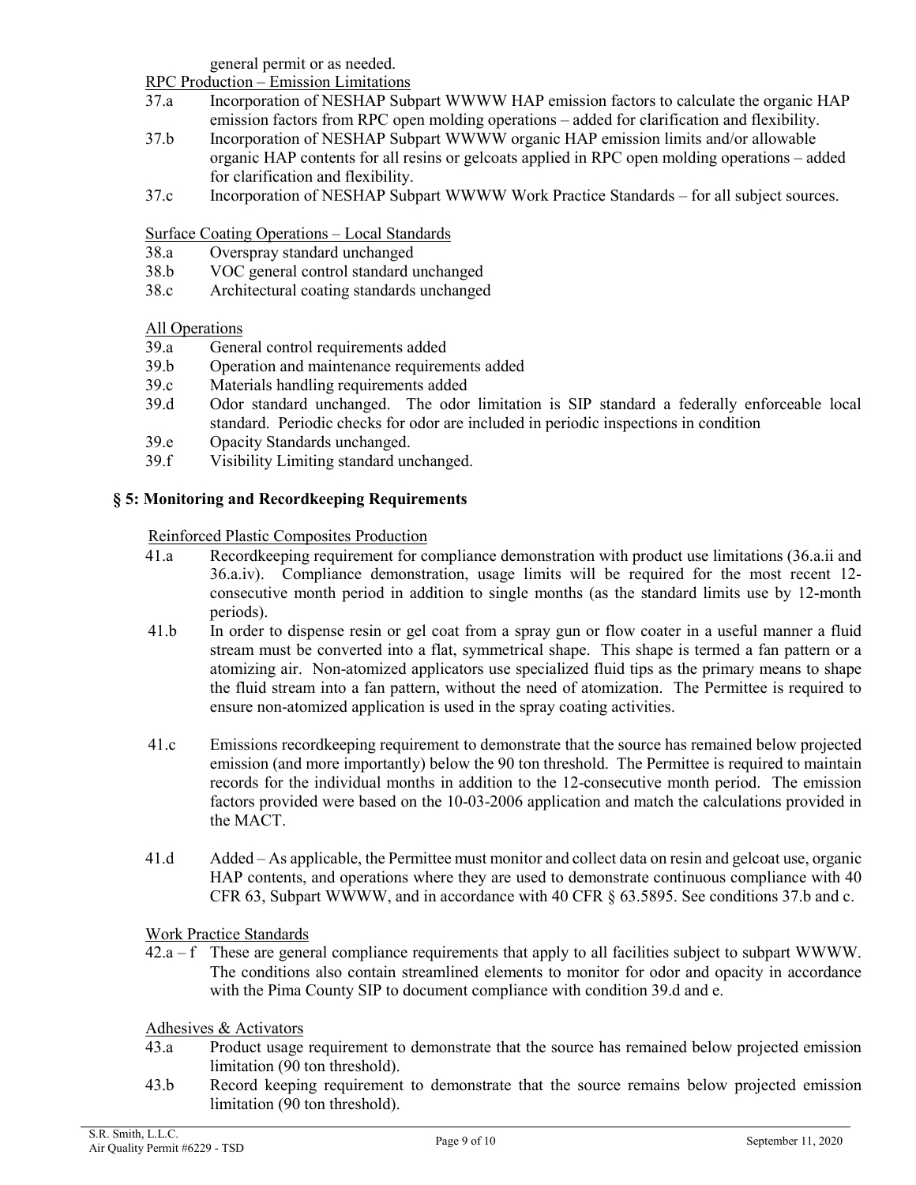general permit or as needed.

RPC Production – Emission Limitations

37.a Incorporation of NESHAP Subpart WWWW HAP emission factors to calculate the organic HAP emission factors from RPC open molding operations – added for clarification and flexibility.

37.b Incorporation of NESHAP Subpart WWWW organic HAP emission limits and/or allowable organic HAP contents for all resins or gelcoats applied in RPC open molding operations – added for clarification and flexibility.

37.c Incorporation of NESHAP Subpart WWWW Work Practice Standards – for all subject sources.

Surface Coating Operations – Local Standards

38.a Overspray standard unchanged

38.b VOC general control standard unchanged

38.c Architectural coating standards unchanged

All Operations

39.a General control requirements added

39.b Operation and maintenance requirements added

39.c Materials handling requirements added

39.d Odor standard unchanged. The odor limitation is SIP standard a federally enforceable local standard. Periodic checks for odor are included in periodic inspections in condition

39.e Opacity Standards unchanged.

39.f Visibility Limiting standard unchanged.

## § 5: Monitoring and Recordkeeping Requirements

Reinforced Plastic Composites Production

41.a Recordkeeping requirement for compliance demonstration with product use limitations (36.a.ii and 36.a.iv). Compliance demonstration, usage limits will be required for the most recent 12-consecutive month period in addition to single months (as the standard limits use by 12-month periods).

41.b In order to dispense resin or gel coat from a spray gun or flow coater in a useful manner a fluid stream must be converted into a flat, symmetrical shape. This shape is termed a fan pattern or a atomizing air. Non-atomized applicators use specialized fluid tips as the primary means to shape the fluid stream into a fan pattern, without the need of atomization. The Permittee is required to ensure non-atomized application is used in the spray coating activities.

41.c Emissions recordkeeping requirement to demonstrate that the source has remained below projected emission (and more importantly) below the 90 ton threshold. The Permittee is required to maintain records for the individual months in addition to the 12-consecutive month period. The emission factors provided were based on the 10-03-2006 application and match the calculations provided in the MACT.

41.d Added – As applicable, the Permittee must monitor and collect data on resin and gelcoat use, organic HAP contents, and operations where they are used to demonstrate continuous compliance with 40 CFR 63, Subpart WWWW, and in accordance with 40 CFR § 63.5895. See conditions 37.b and c.

Work Practice Standards

42.a – f These are general compliance requirements that apply to all facilities subject to subpart WWWW. The conditions also contain streamlined elements to monitor for odor and opacity in accordance with the Pima County SIP to document compliance with condition 39.d and e.

Adhesives & Activators

43.a Product usage requirement to demonstrate that the source has remained below projected emission limitation (90 ton threshold).

43.b Record keeping requirement to demonstrate that the source remains below projected emission limitation (90 ton threshold).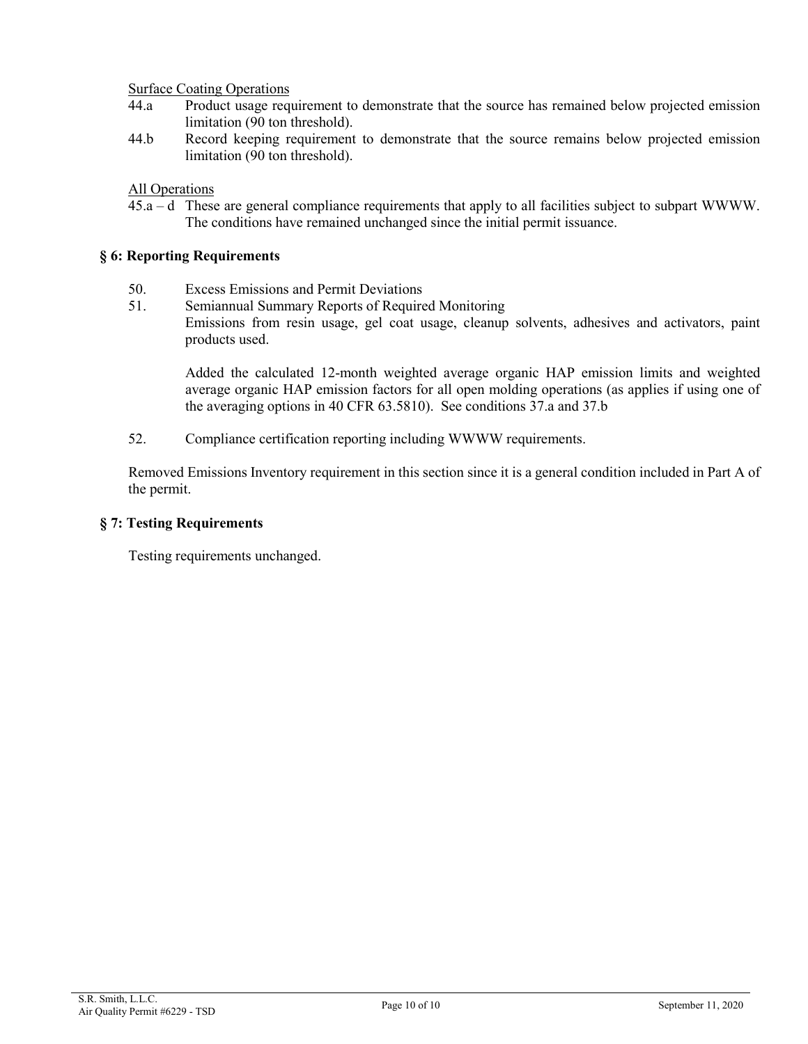Surface Coating Operations

44.a Product usage requirement to demonstrate that the source has remained below projected emission limitation (90 ton threshold).

44.b Record keeping requirement to demonstrate that the source remains below projected emission limitation (90 ton threshold).

All Operations

45.a – d These are general compliance requirements that apply to all facilities subject to subpart WWWW. The conditions have remained unchanged since the initial permit issuance.

### § 6: Reporting Requirements

50. Excess Emissions and Permit Deviations

51. Semiannual Summary Reports of Required Monitoring
 Emissions from resin usage, gel coat usage, cleanup solvents, adhesives and activators, paint products used.

 Added the calculated 12-month weighted average organic HAP emission limits and weighted average organic HAP emission factors for all open molding operations (as applies if using one of the averaging options in 40 CFR 63.5810). See conditions 37.a and 37.b

52. Compliance certification reporting including WWWW requirements.

Removed Emissions Inventory requirement in this section since it is a general condition included in Part A of the permit.

### § 7: Testing Requirements

Testing requirements unchanged.